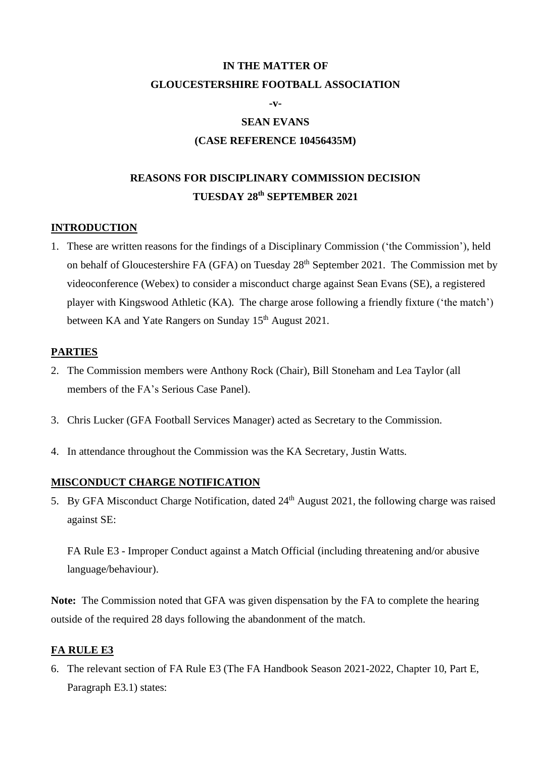**IN THE MATTER OF**

**GLOUCESTERSHIRE FOOTBALL ASSOCIATION**

**-v-**

**SEAN EVANS**

**(CASE REFERENCE 10456435M)**

# REASONS FOR DISCIPLINARY COMMISSION DECISION

# TUESDAY 28th SEPTEMBER 2021

## INTRODUCTION

1. These are written reasons for the findings of a Disciplinary Commission ('the Commission'), held on behalf of Gloucestershire FA (GFA) on Tuesday 28th September 2021. The Commission met by videoconference (Webex) to consider a misconduct charge against Sean Evans (SE), a registered player with Kingswood Athletic (KA). The charge arose following a friendly fixture ('the match') between KA and Yate Rangers on Sunday 15th August 2021.

## PARTIES

2. The Commission members were Anthony Rock (Chair), Bill Stoneham and Lea Taylor (all members of the FA's Serious Case Panel).

3. Chris Lucker (GFA Football Services Manager) acted as Secretary to the Commission.

4. In attendance throughout the Commission was the KA Secretary, Justin Watts.

## MISCONDUCT CHARGE NOTIFICATION

5. By GFA Misconduct Charge Notification, dated 24th August 2021, the following charge was raised against SE:

   FA Rule E3 - Improper Conduct against a Match Official (including threatening and/or abusive language/behaviour).

**Note:** The Commission noted that GFA was given dispensation by the FA to complete the hearing outside of the required 28 days following the abandonment of the match.

## FA RULE E3

6. The relevant section of FA Rule E3 (The FA Handbook Season 2021-2022, Chapter 10, Part E, Paragraph E3.1) states: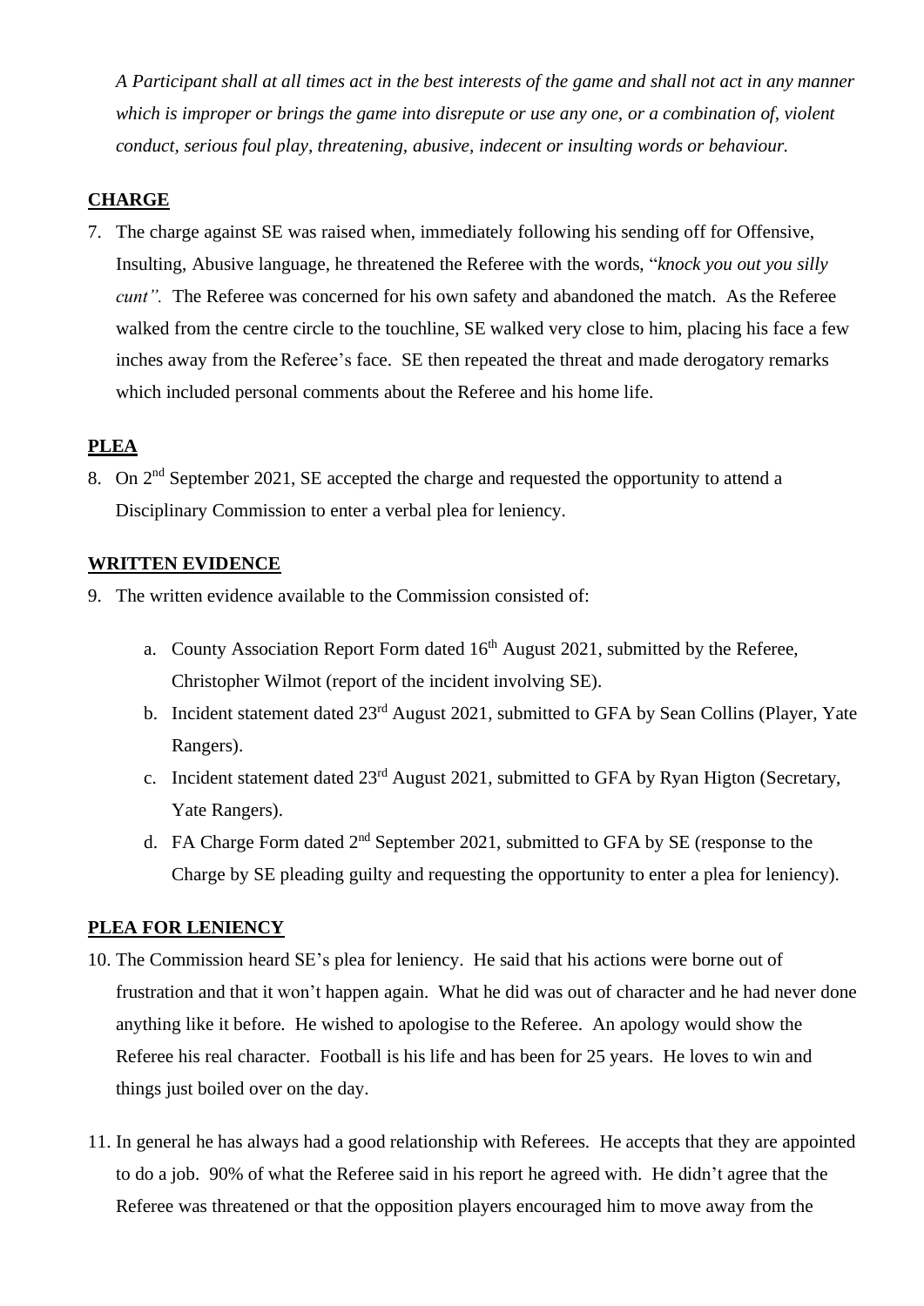*A Participant shall at all times act in the best interests of the game and shall not act in any manner which is improper or brings the game into disrepute or use any one, or a combination of, violent conduct, serious foul play, threatening, abusive, indecent or insulting words or behaviour.*

## CHARGE

7. The charge against SE was raised when, immediately following his sending off for Offensive, Insulting, Abusive language, he threatened the Referee with the words, "*knock you out you silly cunt".* The Referee was concerned for his own safety and abandoned the match. As the Referee walked from the centre circle to the touchline, SE walked very close to him, placing his face a few inches away from the Referee's face. SE then repeated the threat and made derogatory remarks which included personal comments about the Referee and his home life.

## PLEA

8. On 2nd September 2021, SE accepted the charge and requested the opportunity to attend a Disciplinary Commission to enter a verbal plea for leniency.

## WRITTEN EVIDENCE

9. The written evidence available to the Commission consisted of:

   a. County Association Report Form dated 16th August 2021, submitted by the Referee, Christopher Wilmot (report of the incident involving SE).

   b. Incident statement dated 23rd August 2021, submitted to GFA by Sean Collins (Player, Yate Rangers).

   c. Incident statement dated 23rd August 2021, submitted to GFA by Ryan Higton (Secretary, Yate Rangers).

   d. FA Charge Form dated 2nd September 2021, submitted to GFA by SE (response to the Charge by SE pleading guilty and requesting the opportunity to enter a plea for leniency).

## PLEA FOR LENIENCY

10. The Commission heard SE's plea for leniency. He said that his actions were borne out of frustration and that it won't happen again. What he did was out of character and he had never done anything like it before. He wished to apologise to the Referee. An apology would show the Referee his real character. Football is his life and has been for 25 years. He loves to win and things just boiled over on the day.

11. In general he has always had a good relationship with Referees. He accepts that they are appointed to do a job. 90% of what the Referee said in his report he agreed with. He didn't agree that the Referee was threatened or that the opposition players encouraged him to move away from the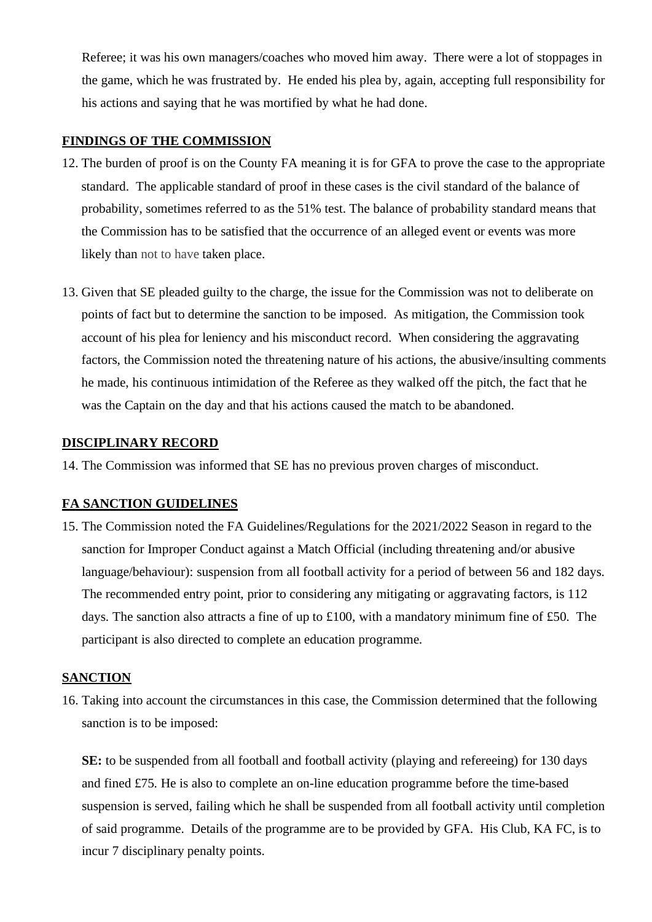Referee; it was his own managers/coaches who moved him away. There were a lot of stoppages in the game, which he was frustrated by. He ended his plea by, again, accepting full responsibility for his actions and saying that he was mortified by what he had done.

## FINDINGS OF THE COMMISSION

12. The burden of proof is on the County FA meaning it is for GFA to prove the case to the appropriate standard. The applicable standard of proof in these cases is the civil standard of the balance of probability, sometimes referred to as the 51% test. The balance of probability standard means that the Commission has to be satisfied that the occurrence of an alleged event or events was more likely than not to have taken place.

13. Given that SE pleaded guilty to the charge, the issue for the Commission was not to deliberate on points of fact but to determine the sanction to be imposed. As mitigation, the Commission took account of his plea for leniency and his misconduct record. When considering the aggravating factors, the Commission noted the threatening nature of his actions, the abusive/insulting comments he made, his continuous intimidation of the Referee as they walked off the pitch, the fact that he was the Captain on the day and that his actions caused the match to be abandoned.

## DISCIPLINARY RECORD

14. The Commission was informed that SE has no previous proven charges of misconduct.

## FA SANCTION GUIDELINES

15. The Commission noted the FA Guidelines/Regulations for the 2021/2022 Season in regard to the sanction for Improper Conduct against a Match Official (including threatening and/or abusive language/behaviour): suspension from all football activity for a period of between 56 and 182 days. The recommended entry point, prior to considering any mitigating or aggravating factors, is 112 days. The sanction also attracts a fine of up to £100, with a mandatory minimum fine of £50. The participant is also directed to complete an education programme.

## SANCTION

16. Taking into account the circumstances in this case, the Commission determined that the following sanction is to be imposed:

    **SE:** to be suspended from all football and football activity (playing and refereeing) for 130 days and fined £75. He is also to complete an on-line education programme before the time-based suspension is served, failing which he shall be suspended from all football activity until completion of said programme. Details of the programme are to be provided by GFA. His Club, KA FC, is to incur 7 disciplinary penalty points.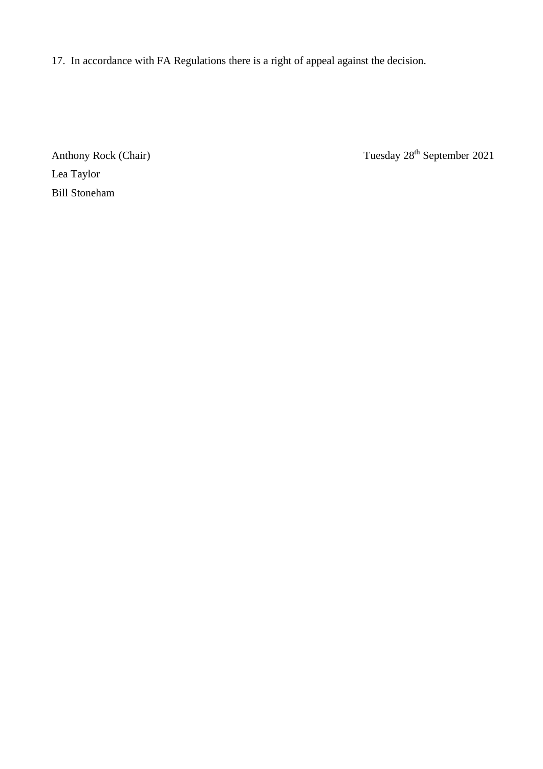17. In accordance with FA Regulations there is a right of appeal against the decision.

Anthony Rock (Chair)

Lea Taylor

Bill Stoneham

Tuesday 28th September 2021